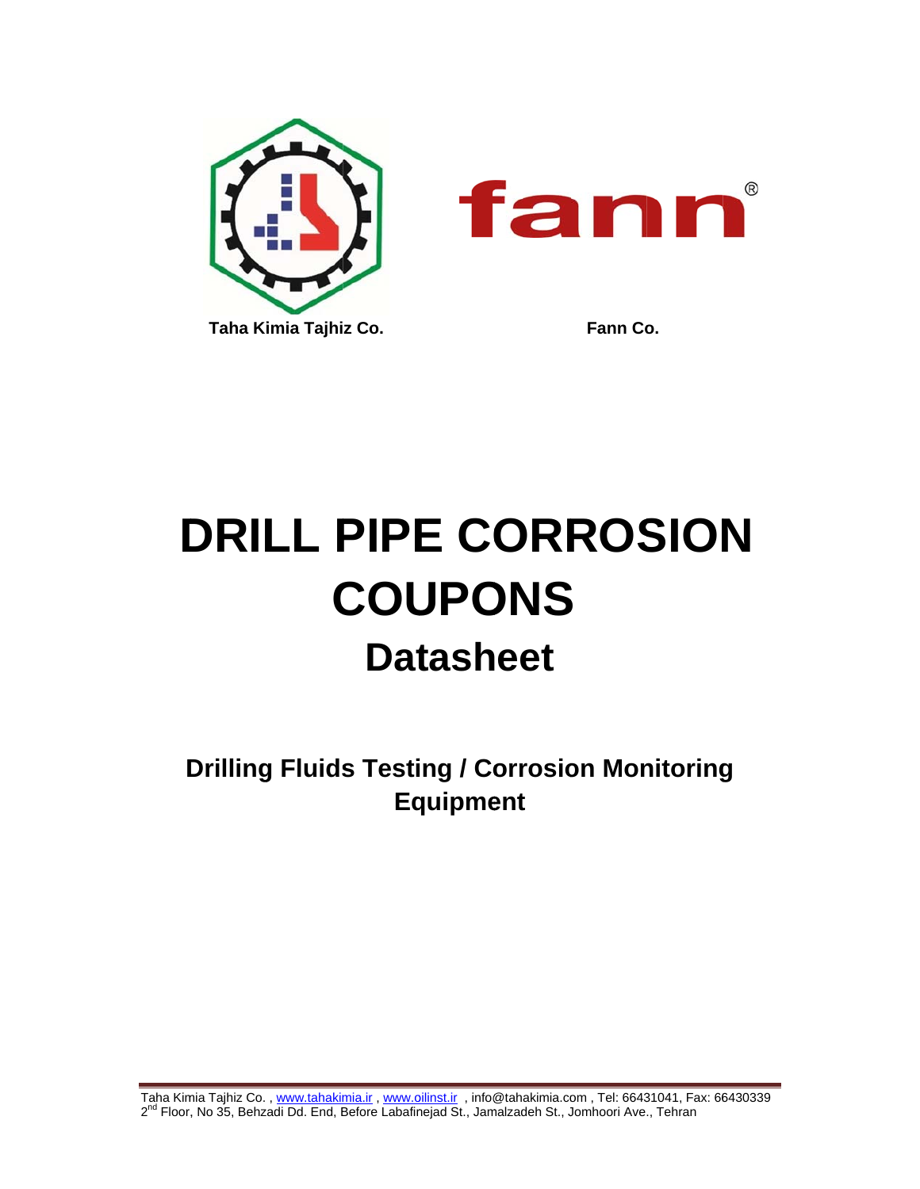Taha Kimia Tajhiz Co.

Fann Co.

# DRILL PIPE CORROSION COUPONS

## Datasheet

### Drilling Fluids Testing / Corrosion Monitoring Equipment

Taha Kimia Tajhiz Co. , www.tahakimia.ir , www.oilinst.ir , info@tahakimia.com , Tel: 66431041, Fax: 66430339
2nd Floor, No 35, Behzadi Dd. End, Before Labafinejad St., Jamalzadeh St., Jomhoori Ave., Tehran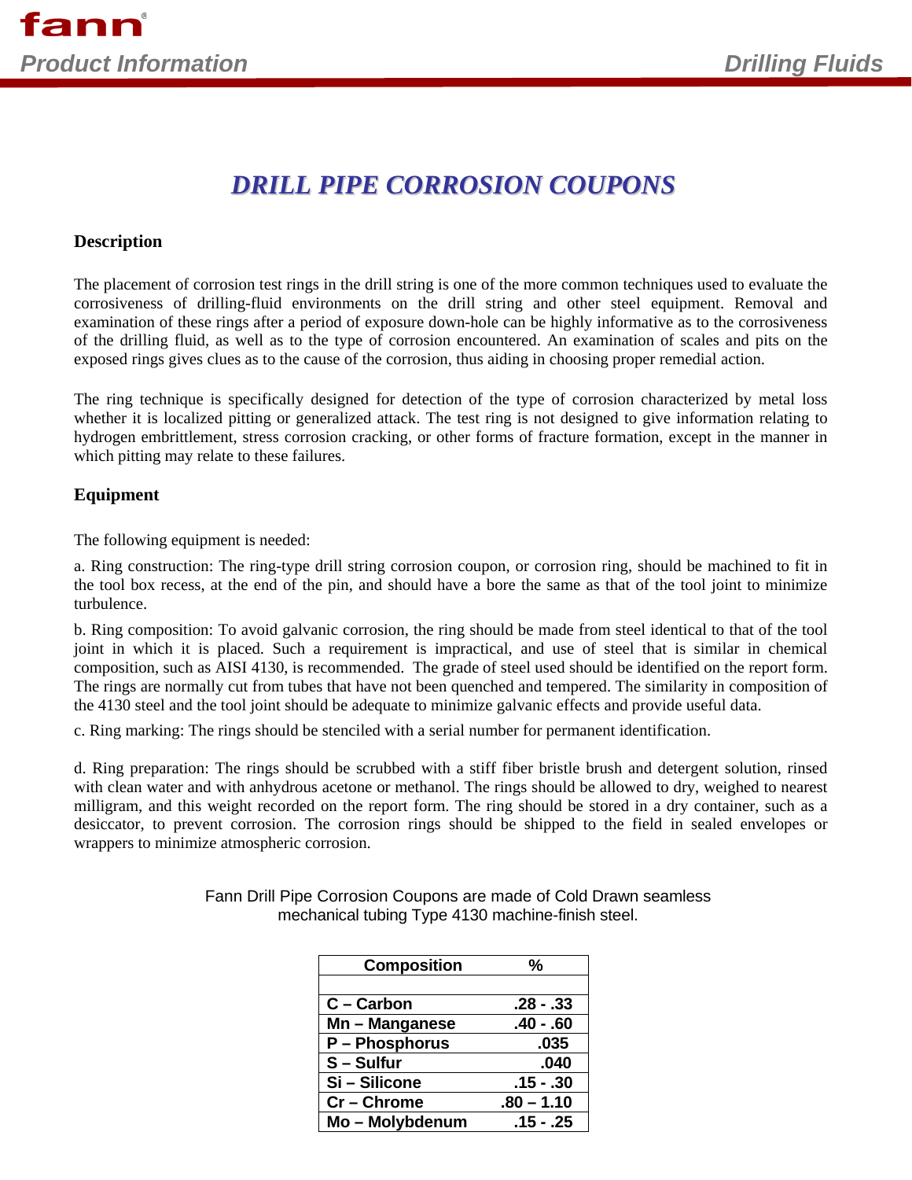# DRILL PIPE CORROSION COUPONS

## Description

The placement of corrosion test rings in the drill string is one of the more common techniques used to evaluate the corrosiveness of drilling-fluid environments on the drill string and other steel equipment. Removal and examination of these rings after a period of exposure down-hole can be highly informative as to the corrosiveness of the drilling fluid, as well as to the type of corrosion encountered. An examination of scales and pits on the exposed rings gives clues as to the cause of the corrosion, thus aiding in choosing proper remedial action.

The ring technique is specifically designed for detection of the type of corrosion characterized by metal loss whether it is localized pitting or generalized attack. The test ring is not designed to give information relating to hydrogen embrittlement, stress corrosion cracking, or other forms of fracture formation, except in the manner in which pitting may relate to these failures.

## Equipment

The following equipment is needed:

a. Ring construction: The ring-type drill string corrosion coupon, or corrosion ring, should be machined to fit in the tool box recess, at the end of the pin, and should have a bore the same as that of the tool joint to minimize turbulence.

b. Ring composition: To avoid galvanic corrosion, the ring should be made from steel identical to that of the tool joint in which it is placed. Such a requirement is impractical, and use of steel that is similar in chemical composition, such as AISI 4130, is recommended. The grade of steel used should be identified on the report form. The rings are normally cut from tubes that have not been quenched and tempered. The similarity in composition of the 4130 steel and the tool joint should be adequate to minimize galvanic effects and provide useful data.

c. Ring marking: The rings should be stenciled with a serial number for permanent identification.

d. Ring preparation: The rings should be scrubbed with a stiff fiber bristle brush and detergent solution, rinsed with clean water and with anhydrous acetone or methanol. The rings should be allowed to dry, weighed to nearest milligram, and this weight recorded on the report form. The ring should be stored in a dry container, such as a desiccator, to prevent corrosion. The corrosion rings should be shipped to the field in sealed envelopes or wrappers to minimize atmospheric corrosion.

Fann Drill Pipe Corrosion Coupons are made of Cold Drawn seamless mechanical tubing Type 4130 machine-finish steel.

| Composition | % |
|---|---|
| C – Carbon | .28 - .33 |
| Mn – Manganese | .40 - .60 |
| P – Phosphorus | .035 |
| S – Sulfur | .040 |
| Si – Silicone | .15 - .30 |
| Cr – Chrome | .80 – 1.10 |
| Mo – Molybdenum | .15 - .25 |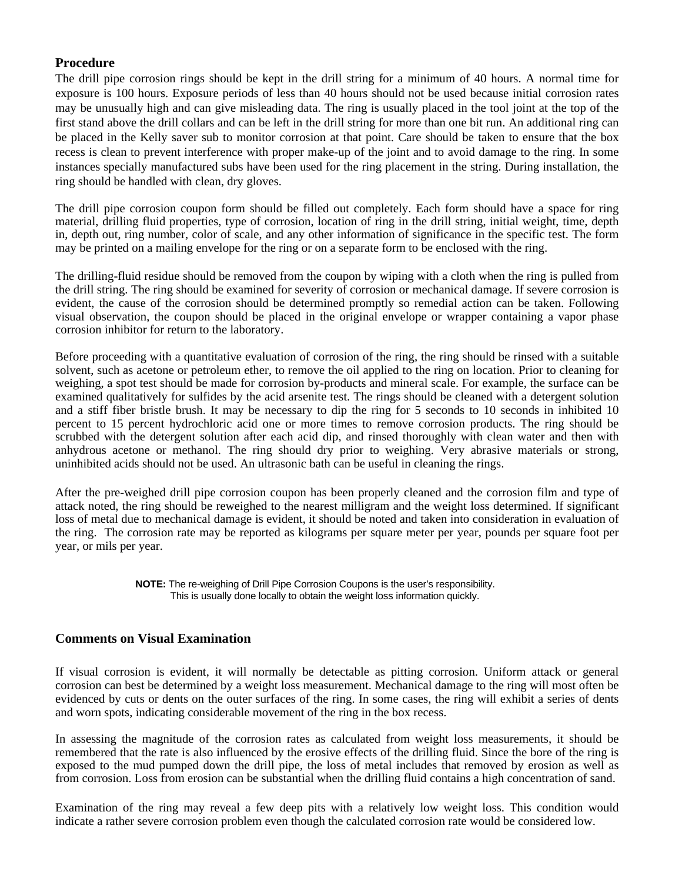## Procedure

The drill pipe corrosion rings should be kept in the drill string for a minimum of 40 hours. A normal time for exposure is 100 hours. Exposure periods of less than 40 hours should not be used because initial corrosion rates may be unusually high and can give misleading data. The ring is usually placed in the tool joint at the top of the first stand above the drill collars and can be left in the drill string for more than one bit run. An additional ring can be placed in the Kelly saver sub to monitor corrosion at that point. Care should be taken to ensure that the box recess is clean to prevent interference with proper make-up of the joint and to avoid damage to the ring. In some instances specially manufactured subs have been used for the ring placement in the string. During installation, the ring should be handled with clean, dry gloves.

The drill pipe corrosion coupon form should be filled out completely. Each form should have a space for ring material, drilling fluid properties, type of corrosion, location of ring in the drill string, initial weight, time, depth in, depth out, ring number, color of scale, and any other information of significance in the specific test. The form may be printed on a mailing envelope for the ring or on a separate form to be enclosed with the ring.

The drilling-fluid residue should be removed from the coupon by wiping with a cloth when the ring is pulled from the drill string. The ring should be examined for severity of corrosion or mechanical damage. If severe corrosion is evident, the cause of the corrosion should be determined promptly so remedial action can be taken. Following visual observation, the coupon should be placed in the original envelope or wrapper containing a vapor phase corrosion inhibitor for return to the laboratory.

Before proceeding with a quantitative evaluation of corrosion of the ring, the ring should be rinsed with a suitable solvent, such as acetone or petroleum ether, to remove the oil applied to the ring on location. Prior to cleaning for weighing, a spot test should be made for corrosion by-products and mineral scale. For example, the surface can be examined qualitatively for sulfides by the acid arsenite test. The rings should be cleaned with a detergent solution and a stiff fiber bristle brush. It may be necessary to dip the ring for 5 seconds to 10 seconds in inhibited 10 percent to 15 percent hydrochloric acid one or more times to remove corrosion products. The ring should be scrubbed with the detergent solution after each acid dip, and rinsed thoroughly with clean water and then with anhydrous acetone or methanol. The ring should dry prior to weighing. Very abrasive materials or strong, uninhibited acids should not be used. An ultrasonic bath can be useful in cleaning the rings.

After the pre-weighed drill pipe corrosion coupon has been properly cleaned and the corrosion film and type of attack noted, the ring should be reweighed to the nearest milligram and the weight loss determined. If significant loss of metal due to mechanical damage is evident, it should be noted and taken into consideration in evaluation of the ring. The corrosion rate may be reported as kilograms per square meter per year, pounds per square foot per year, or mils per year.

**NOTE:** The re-weighing of Drill Pipe Corrosion Coupons is the user's responsibility. This is usually done locally to obtain the weight loss information quickly.

## Comments on Visual Examination

If visual corrosion is evident, it will normally be detectable as pitting corrosion. Uniform attack or general corrosion can best be determined by a weight loss measurement. Mechanical damage to the ring will most often be evidenced by cuts or dents on the outer surfaces of the ring. In some cases, the ring will exhibit a series of dents and worn spots, indicating considerable movement of the ring in the box recess.

In assessing the magnitude of the corrosion rates as calculated from weight loss measurements, it should be remembered that the rate is also influenced by the erosive effects of the drilling fluid. Since the bore of the ring is exposed to the mud pumped down the drill pipe, the loss of metal includes that removed by erosion as well as from corrosion. Loss from erosion can be substantial when the drilling fluid contains a high concentration of sand.

Examination of the ring may reveal a few deep pits with a relatively low weight loss. This condition would indicate a rather severe corrosion problem even though the calculated corrosion rate would be considered low.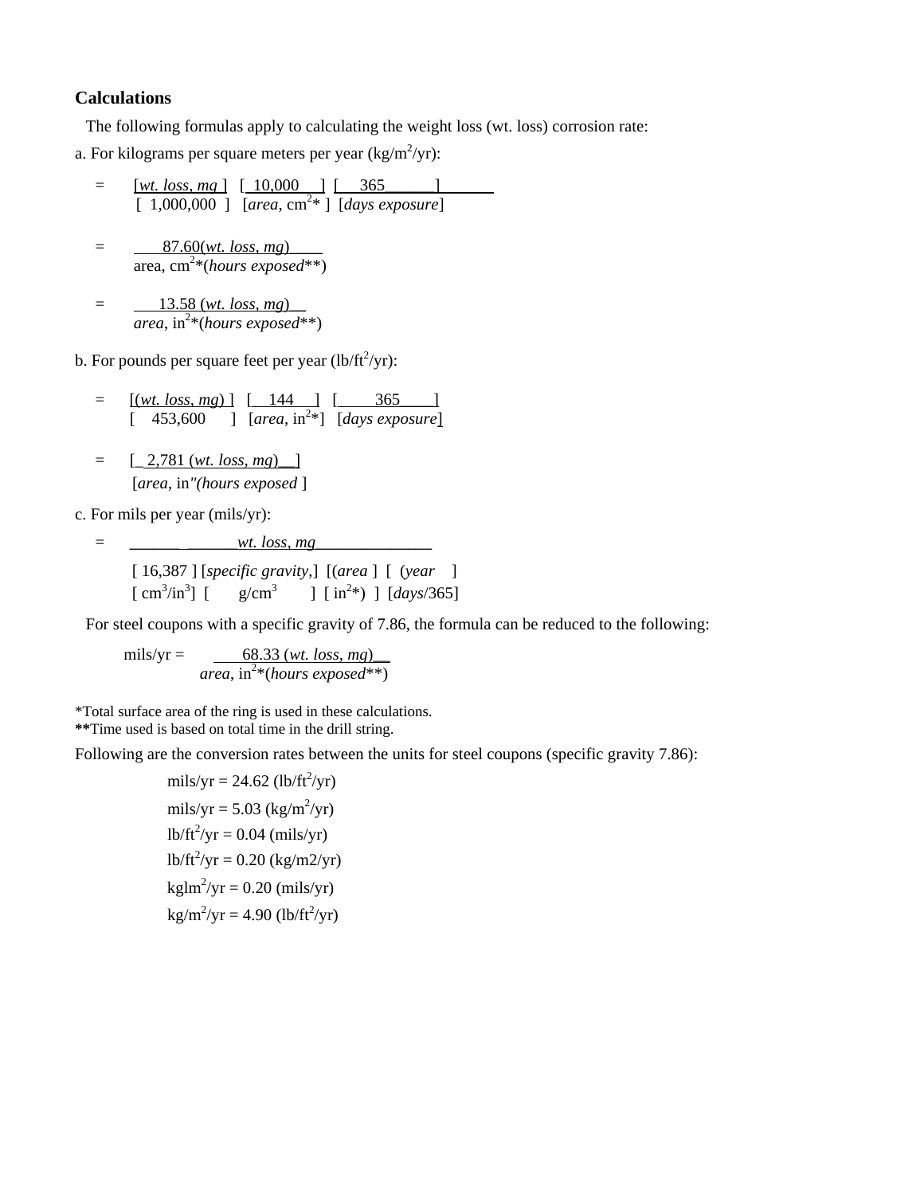## Calculations

The following formulas apply to calculating the weight loss (wt. loss) corrosion rate:

a. For kilograms per square meters per year ($kg/m^2/yr$):

$$= \frac{[\textit{wt. loss, mg}]\ [10{,}000]\ [365]}{[1{,}000{,}000]\ [\textit{area}, cm^2*]\ [\textit{days exposure}]}$$

$$= \frac{87.60(\textit{wt. loss, mg})}{\text{area, } cm^2*(\textit{hours exposed}**)}$$

$$= \frac{13.58\ (\textit{wt. loss, mg})}{\textit{area}, in^2*(\textit{hours exposed}**)}$$

b. For pounds per square feet per year ($lb/ft^2/yr$):

$$= \frac{[(\textit{wt. loss, mg})]\ [144]\ [365]}{[453{,}600]\ [\textit{area}, in^2*]\ [\textit{days exposure}]}$$

$$= \frac{[2{,}781\ (\textit{wt. loss, mg})]}{[\textit{area}, in''(\textit{hours exposed}]}$$

c. For mils per year (mils/yr):

$$= \frac{\textit{wt. loss, mg}}{[16{,}387]\ [\textit{specific gravity},]\ [(\textit{area}]\ [(\textit{year}]}$$

$$\quad [cm^3/in^3]\ [g/cm^3]\ [in^2*)]\ [\textit{days}/365]$$

For steel coupons with a specific gravity of 7.86, the formula can be reduced to the following:

$$\text{mils/yr} = \frac{68.33\ (\textit{wt. loss, mg})}{\textit{area}, in^2*(\textit{hours exposed}**)}$$

*Total surface area of the ring is used in these calculations.
**Time used is based on total time in the drill string.

Following are the conversion rates between the units for steel coupons (specific gravity 7.86):

- mils/yr = 24.62 ($lb/ft^2/yr$)
- mils/yr = 5.03 ($kg/m^2/yr$)
- $lb/ft^2/yr$ = 0.04 (mils/yr)
- $lb/ft^2/yr$ = 0.20 (kg/m2/yr)
- $kglm^2/yr$ = 0.20 (mils/yr)
- $kg/m^2/yr$ = 4.90 ($lb/ft^2/yr$)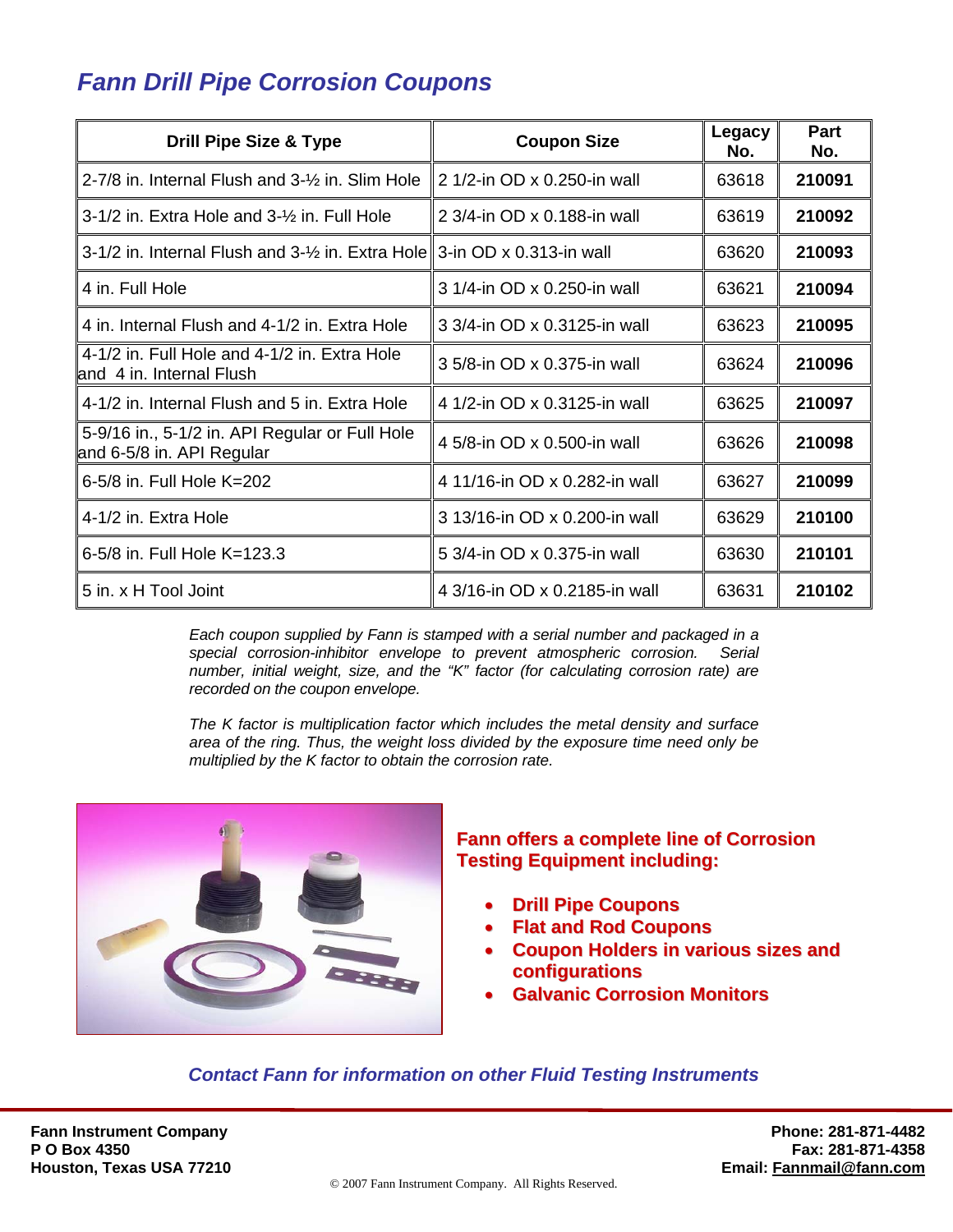# Fann Drill Pipe Corrosion Coupons

| Drill Pipe Size & Type | Coupon Size | Legacy No. | Part No. |
|---|---|---|---|
| 2-7/8 in. Internal Flush and 3-½ in. Slim Hole | 2 1/2-in OD x 0.250-in wall | 63618 | **210091** |
| 3-1/2 in. Extra Hole and 3-½ in. Full Hole | 2 3/4-in OD x 0.188-in wall | 63619 | **210092** |
| 3-1/2 in. Internal Flush and 3-½ in. Extra Hole | 3-in OD x 0.313-in wall | 63620 | **210093** |
| 4 in. Full Hole | 3 1/4-in OD x 0.250-in wall | 63621 | **210094** |
| 4 in. Internal Flush and 4-1/2 in. Extra Hole | 3 3/4-in OD x 0.3125-in wall | 63623 | **210095** |
| 4-1/2 in. Full Hole and 4-1/2 in. Extra Hole and 4 in. Internal Flush | 3 5/8-in OD x 0.375-in wall | 63624 | **210096** |
| 4-1/2 in. Internal Flush and 5 in. Extra Hole | 4 1/2-in OD x 0.3125-in wall | 63625 | **210097** |
| 5-9/16 in., 5-1/2 in. API Regular or Full Hole and 6-5/8 in. API Regular | 4 5/8-in OD x 0.500-in wall | 63626 | **210098** |
| 6-5/8 in. Full Hole K=202 | 4 11/16-in OD x 0.282-in wall | 63627 | **210099** |
| 4-1/2 in. Extra Hole | 3 13/16-in OD x 0.200-in wall | 63629 | **210100** |
| 6-5/8 in. Full Hole K=123.3 | 5 3/4-in OD x 0.375-in wall | 63630 | **210101** |
| 5 in. x H Tool Joint | 4 3/16-in OD x 0.2185-in wall | 63631 | **210102** |

*Each coupon supplied by Fann is stamped with a serial number and packaged in a special corrosion-inhibitor envelope to prevent atmospheric corrosion. Serial number, initial weight, size, and the "K" factor (for calculating corrosion rate) are recorded on the coupon envelope.*

*The K factor is multiplication factor which includes the metal density and surface area of the ring. Thus, the weight loss divided by the exposure time need only be multiplied by the K factor to obtain the corrosion rate.*

**Fann offers a complete line of Corrosion Testing Equipment including:**

- **Drill Pipe Coupons**
- **Flat and Rod Coupons**
- **Coupon Holders in various sizes and configurations**
- **Galvanic Corrosion Monitors**

***Contact Fann for information on other Fluid Testing Instruments***

**Fann Instrument Company**
**P O Box 4350**
**Houston, Texas USA 77210**

**Phone: 281-871-4482**
**Fax: 281-871-4358**
**Email: Fannmail@fann.com**

© 2007 Fann Instrument Company. All Rights Reserved.